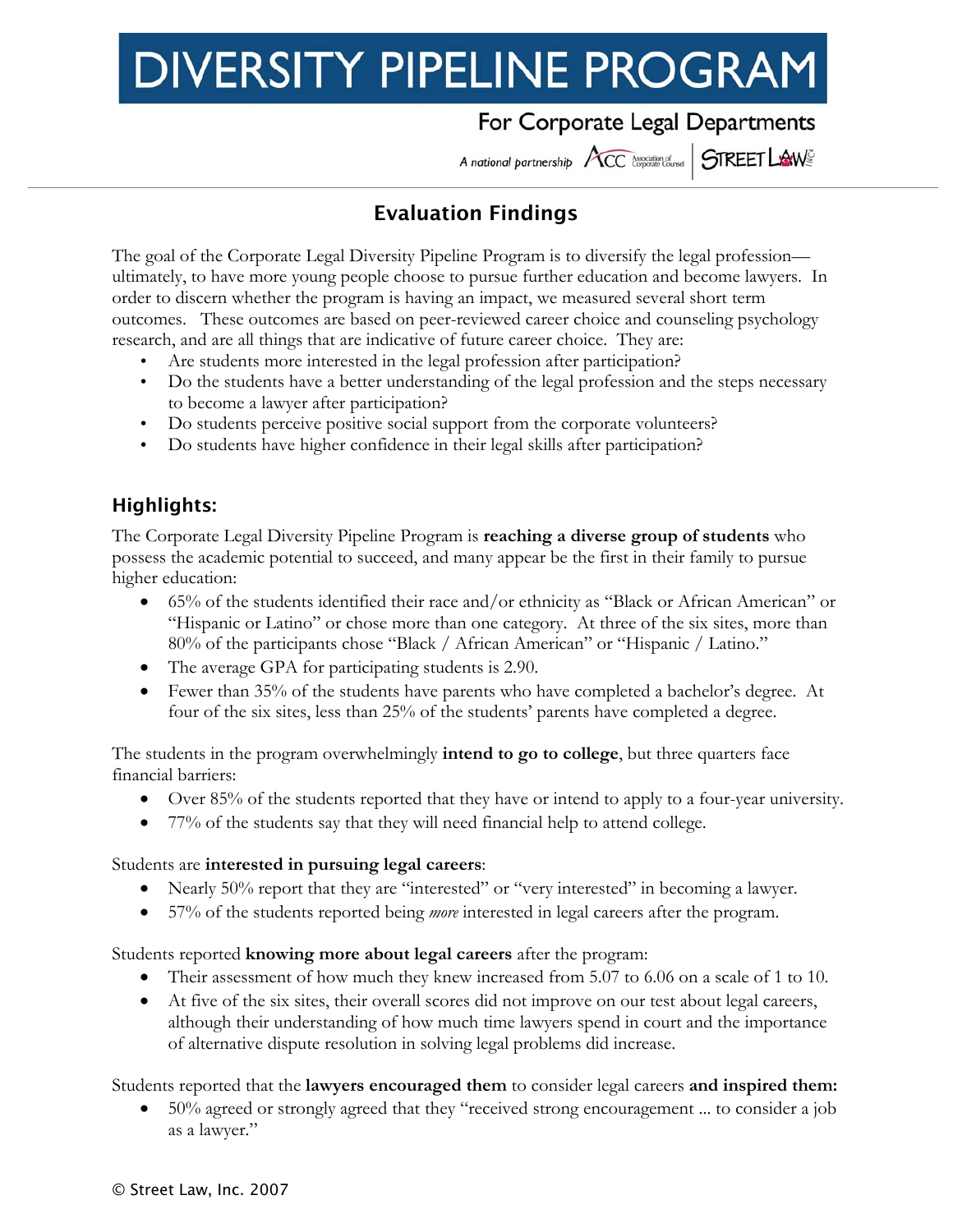# DIVERSITY PIPELINE PROGRAM

For Corporate Legal Departments

A national partnership ACC Association of Corporate Counsel | STREET LAW INC.

## Evaluation Findings

The goal of the Corporate Legal Diversity Pipeline Program is to diversify the legal profession—ultimately, to have more young people choose to pursue further education and become lawyers. In order to discern whether the program is having an impact, we measured several short term outcomes. These outcomes are based on peer-reviewed career choice and counseling psychology research, and are all things that are indicative of future career choice. They are:

- Are students more interested in the legal profession after participation?
- Do the students have a better understanding of the legal profession and the steps necessary to become a lawyer after participation?
- Do students perceive positive social support from the corporate volunteers?
- Do students have higher confidence in their legal skills after participation?

### Highlights:

The Corporate Legal Diversity Pipeline Program is **reaching a diverse group of students** who possess the academic potential to succeed, and many appear be the first in their family to pursue higher education:

- 65% of the students identified their race and/or ethnicity as "Black or African American" or "Hispanic or Latino" or chose more than one category. At three of the six sites, more than 80% of the participants chose "Black / African American" or "Hispanic / Latino."
- The average GPA for participating students is 2.90.
- Fewer than 35% of the students have parents who have completed a bachelor's degree. At four of the six sites, less than 25% of the students' parents have completed a degree.

The students in the program overwhelmingly **intend to go to college**, but three quarters face financial barriers:

- Over 85% of the students reported that they have or intend to apply to a four-year university.
- 77% of the students say that they will need financial help to attend college.

Students are **interested in pursuing legal careers**:

- Nearly 50% report that they are "interested" or "very interested" in becoming a lawyer.
- 57% of the students reported being *more* interested in legal careers after the program.

Students reported **knowing more about legal careers** after the program:

- Their assessment of how much they knew increased from 5.07 to 6.06 on a scale of 1 to 10.
- At five of the six sites, their overall scores did not improve on our test about legal careers, although their understanding of how much time lawyers spend in court and the importance of alternative dispute resolution in solving legal problems did increase.

Students reported that the **lawyers encouraged them** to consider legal careers **and inspired them:**

- 50% agreed or strongly agreed that they "received strong encouragement ... to consider a job as a lawyer."

© Street Law, Inc. 2007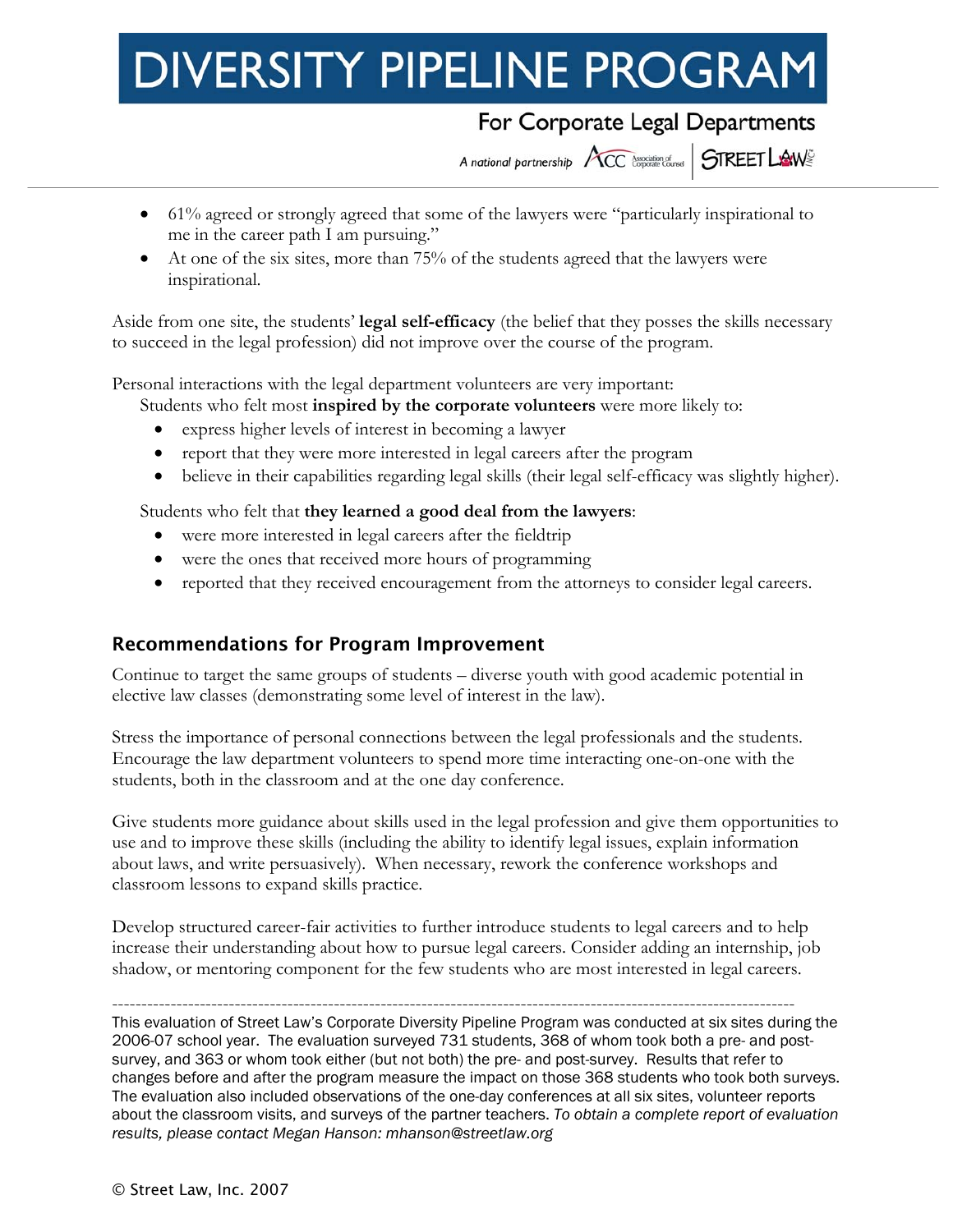- 61% agreed or strongly agreed that some of the lawyers were "particularly inspirational to me in the career path I am pursuing."
- At one of the six sites, more than 75% of the students agreed that the lawyers were inspirational.

Aside from one site, the students' **legal self-efficacy** (the belief that they posses the skills necessary to succeed in the legal profession) did not improve over the course of the program.

Personal interactions with the legal department volunteers are very important:

Students who felt most **inspired by the corporate volunteers** were more likely to:

- express higher levels of interest in becoming a lawyer
- report that they were more interested in legal careers after the program
- believe in their capabilities regarding legal skills (their legal self-efficacy was slightly higher).

Students who felt that **they learned a good deal from the lawyers**:

- were more interested in legal careers after the fieldtrip
- were the ones that received more hours of programming
- reported that they received encouragement from the attorneys to consider legal careers.

## Recommendations for Program Improvement

Continue to target the same groups of students – diverse youth with good academic potential in elective law classes (demonstrating some level of interest in the law).

Stress the importance of personal connections between the legal professionals and the students. Encourage the law department volunteers to spend more time interacting one-on-one with the students, both in the classroom and at the one day conference.

Give students more guidance about skills used in the legal profession and give them opportunities to use and to improve these skills (including the ability to identify legal issues, explain information about laws, and write persuasively). When necessary, rework the conference workshops and classroom lessons to expand skills practice.

Develop structured career-fair activities to further introduce students to legal careers and to help increase their understanding about how to pursue legal careers. Consider adding an internship, job shadow, or mentoring component for the few students who are most interested in legal careers.

---

This evaluation of Street Law's Corporate Diversity Pipeline Program was conducted at six sites during the 2006-07 school year. The evaluation surveyed 731 students, 368 of whom took both a pre- and post-survey, and 363 or whom took either (but not both) the pre- and post-survey. Results that refer to changes before and after the program measure the impact on those 368 students who took both surveys. The evaluation also included observations of the one-day conferences at all six sites, volunteer reports about the classroom visits, and surveys of the partner teachers. *To obtain a complete report of evaluation results, please contact Megan Hanson: mhanson@streetlaw.org*

© Street Law, Inc. 2007